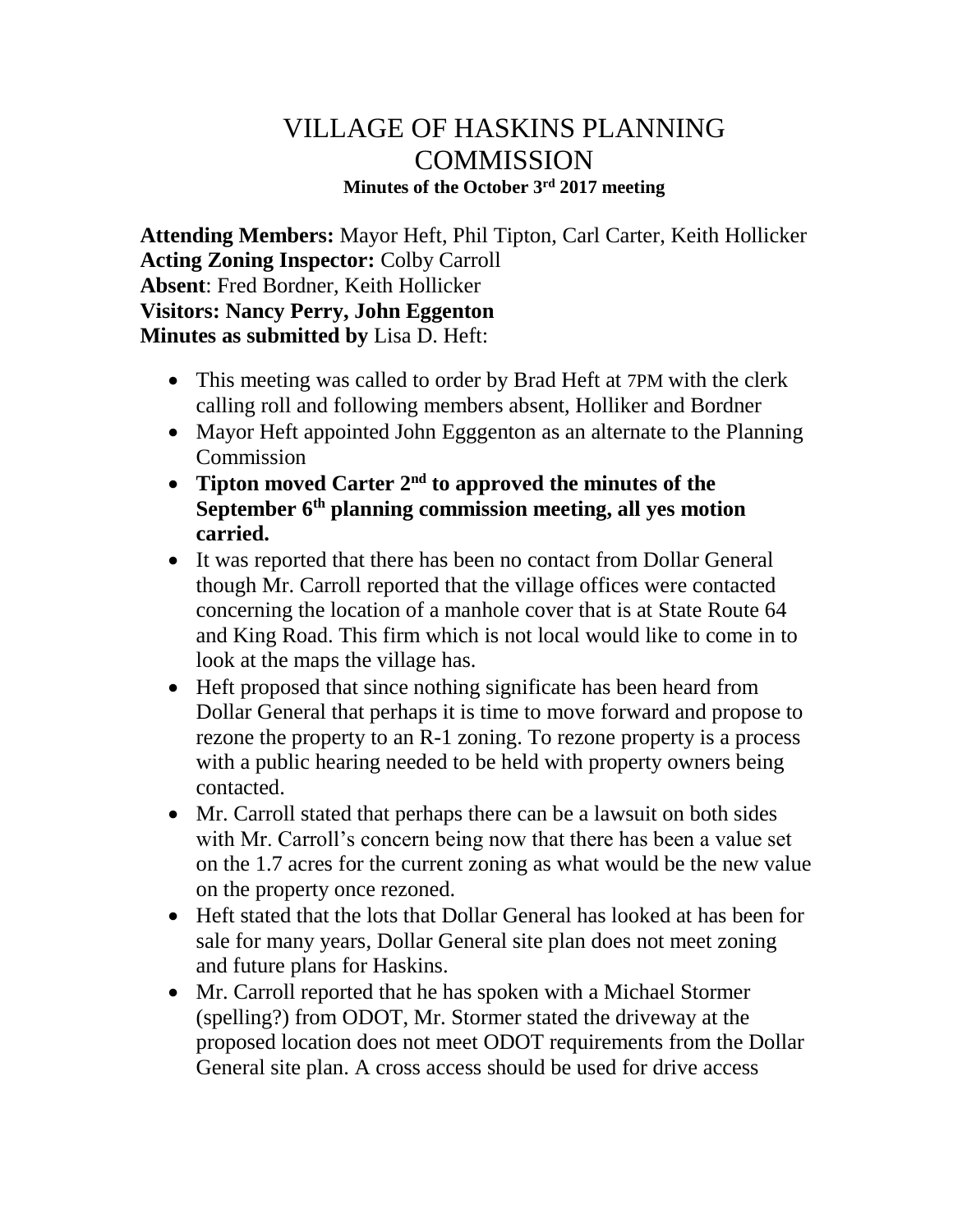# VILLAGE OF HASKINS PLANNING COMMISSION

**Minutes of the October 3rd 2017 meeting**

**Attending Members:** Mayor Heft, Phil Tipton, Carl Carter, Keith Hollicker
**Acting Zoning Inspector:** Colby Carroll
**Absent**: Fred Bordner, Keith Hollicker
**Visitors: Nancy Perry, John Eggenton**
**Minutes as submitted by** Lisa D. Heft:

- This meeting was called to order by Brad Heft at 7PM with the clerk calling roll and following members absent, Holliker and Bordner
- Mayor Heft appointed John Egggenton as an alternate to the Planning Commission
- **Tipton moved Carter 2nd to approved the minutes of the September 6th planning commission meeting, all yes motion carried.**
- It was reported that there has been no contact from Dollar General though Mr. Carroll reported that the village offices were contacted concerning the location of a manhole cover that is at State Route 64 and King Road. This firm which is not local would like to come in to look at the maps the village has.
- Heft proposed that since nothing significate has been heard from Dollar General that perhaps it is time to move forward and propose to rezone the property to an R-1 zoning. To rezone property is a process with a public hearing needed to be held with property owners being contacted.
- Mr. Carroll stated that perhaps there can be a lawsuit on both sides with Mr. Carroll's concern being now that there has been a value set on the 1.7 acres for the current zoning as what would be the new value on the property once rezoned.
- Heft stated that the lots that Dollar General has looked at has been for sale for many years, Dollar General site plan does not meet zoning and future plans for Haskins.
- Mr. Carroll reported that he has spoken with a Michael Stormer (spelling?) from ODOT, Mr. Stormer stated the driveway at the proposed location does not meet ODOT requirements from the Dollar General site plan. A cross access should be used for drive access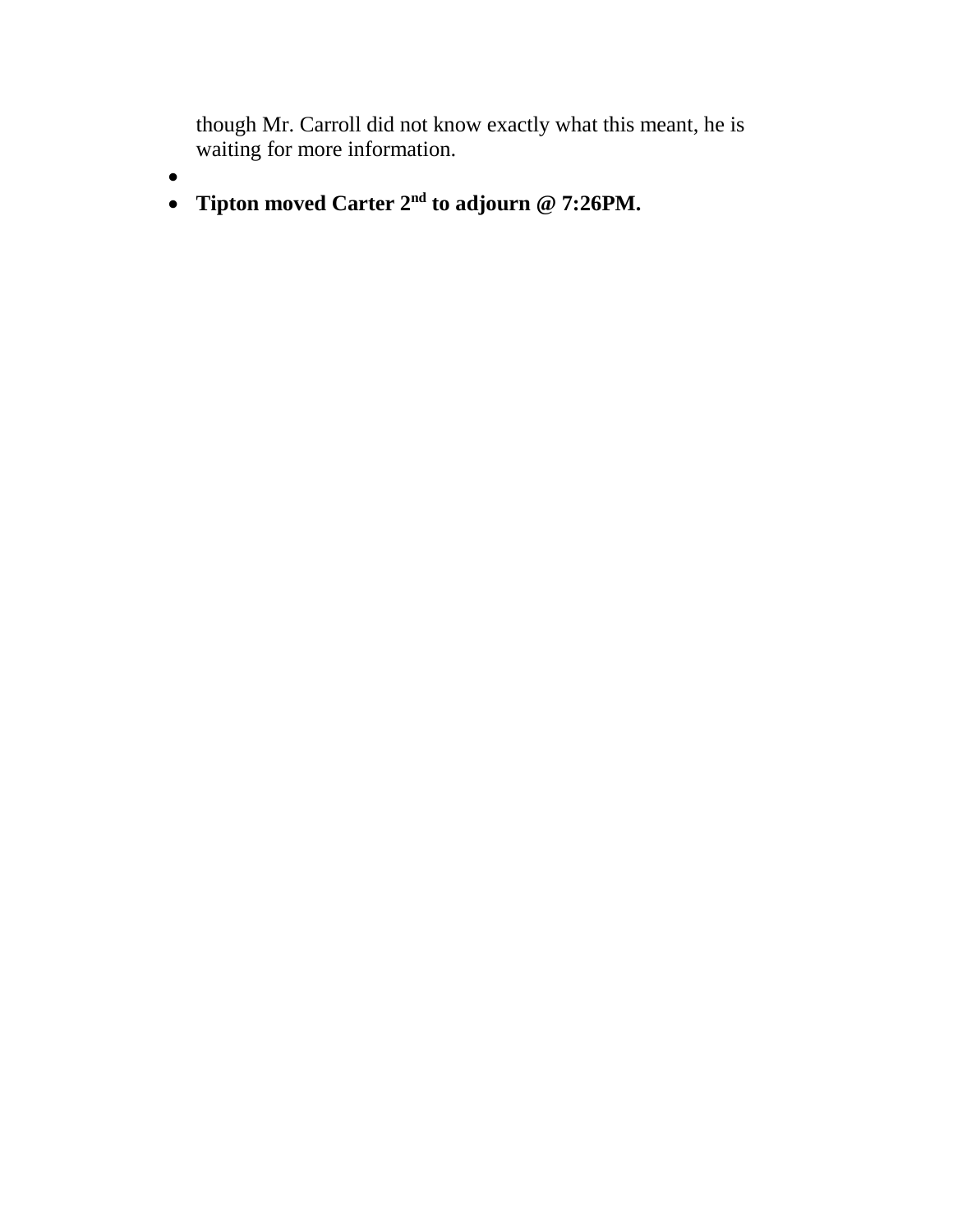though Mr. Carroll did not know exactly what this meant, he is waiting for more information.

- 
- **Tipton moved Carter 2nd to adjourn @ 7:26PM.**